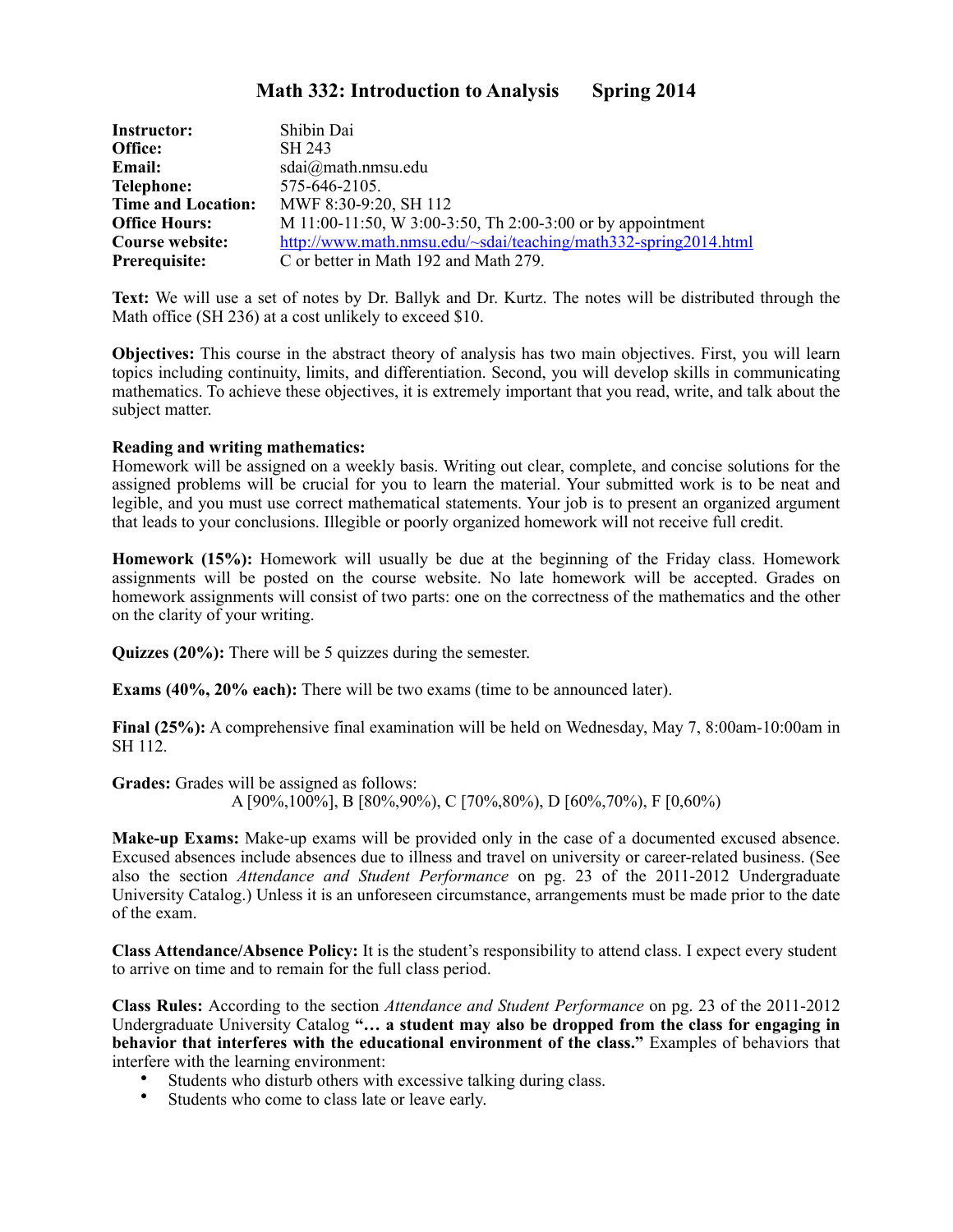# Math 332: Introduction to Analysis Spring 2014

**Instructor:** Shibin Dai
**Office:** SH 243
**Email:** sdai@math.nmsu.edu
**Telephone:** 575-646-2105.
**Time and Location:** MWF 8:30-9:20, SH 112
**Office Hours:** M 11:00-11:50, W 3:00-3:50, Th 2:00-3:00 or by appointment
**Course website:** http://www.math.nmsu.edu/~sdai/teaching/math332-spring2014.html
**Prerequisite:** C or better in Math 192 and Math 279.

**Text:** We will use a set of notes by Dr. Ballyk and Dr. Kurtz. The notes will be distributed through the Math office (SH 236) at a cost unlikely to exceed $10.

**Objectives:** This course in the abstract theory of analysis has two main objectives. First, you will learn topics including continuity, limits, and differentiation. Second, you will develop skills in communicating mathematics. To achieve these objectives, it is extremely important that you read, write, and talk about the subject matter.

**Reading and writing mathematics:**
Homework will be assigned on a weekly basis. Writing out clear, complete, and concise solutions for the assigned problems will be crucial for you to learn the material. Your submitted work is to be neat and legible, and you must use correct mathematical statements. Your job is to present an organized argument that leads to your conclusions. Illegible or poorly organized homework will not receive full credit.

**Homework (15%):** Homework will usually be due at the beginning of the Friday class. Homework assignments will be posted on the course website. No late homework will be accepted. Grades on homework assignments will consist of two parts: one on the correctness of the mathematics and the other on the clarity of your writing.

**Quizzes (20%):** There will be 5 quizzes during the semester.

**Exams (40%, 20% each):** There will be two exams (time to be announced later).

**Final (25%):** A comprehensive final examination will be held on Wednesday, May 7, 8:00am-10:00am in SH 112.

**Grades:** Grades will be assigned as follows:
A [90%,100%], B [80%,90%), C [70%,80%), D [60%,70%), F [0,60%)

**Make-up Exams:** Make-up exams will be provided only in the case of a documented excused absence. Excused absences include absences due to illness and travel on university or career-related business. (See also the section *Attendance and Student Performance* on pg. 23 of the 2011-2012 Undergraduate University Catalog.) Unless it is an unforeseen circumstance, arrangements must be made prior to the date of the exam.

**Class Attendance/Absence Policy:** It is the student's responsibility to attend class. I expect every student to arrive on time and to remain for the full class period.

**Class Rules:** According to the section *Attendance and Student Performance* on pg. 23 of the 2011-2012 Undergraduate University Catalog **"… a student may also be dropped from the class for engaging in behavior that interferes with the educational environment of the class."** Examples of behaviors that interfere with the learning environment:

- Students who disturb others with excessive talking during class.
- Students who come to class late or leave early.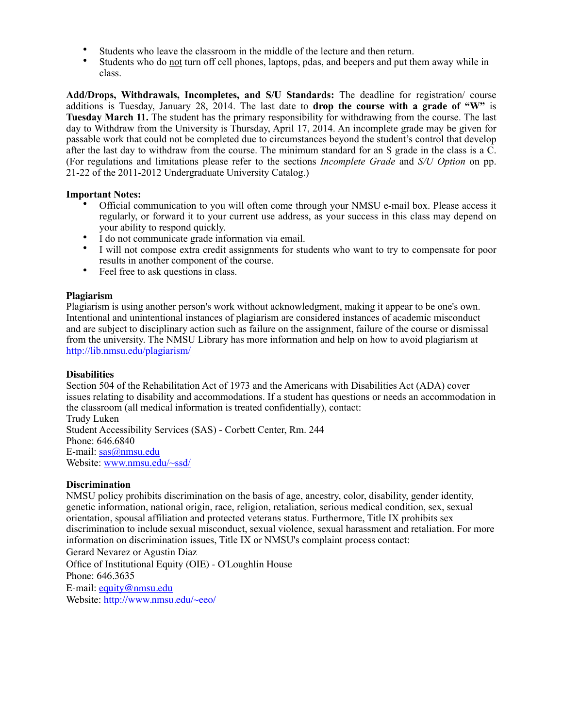- Students who leave the classroom in the middle of the lecture and then return.
- Students who do not turn off cell phones, laptops, pdas, and beepers and put them away while in class.

**Add/Drops, Withdrawals, Incompletes, and S/U Standards:** The deadline for registration/ course additions is Tuesday, January 28, 2014. The last date to **drop the course with a grade of "W"** is **Tuesday March 11.** The student has the primary responsibility for withdrawing from the course. The last day to Withdraw from the University is Thursday, April 17, 2014. An incomplete grade may be given for passable work that could not be completed due to circumstances beyond the student's control that develop after the last day to withdraw from the course. The minimum standard for an S grade in the class is a C. (For regulations and limitations please refer to the sections *Incomplete Grade* and *S/U Option* on pp. 21-22 of the 2011-2012 Undergraduate University Catalog.)

**Important Notes:**

- Official communication to you will often come through your NMSU e-mail box. Please access it regularly, or forward it to your current use address, as your success in this class may depend on your ability to respond quickly.
- I do not communicate grade information via email.
- I will not compose extra credit assignments for students who want to try to compensate for poor results in another component of the course.
- Feel free to ask questions in class.

**Plagiarism**

Plagiarism is using another person's work without acknowledgment, making it appear to be one's own. Intentional and unintentional instances of plagiarism are considered instances of academic misconduct and are subject to disciplinary action such as failure on the assignment, failure of the course or dismissal from the university. The NMSU Library has more information and help on how to avoid plagiarism at http://lib.nmsu.edu/plagiarism/

**Disabilities**

Section 504 of the Rehabilitation Act of 1973 and the Americans with Disabilities Act (ADA) cover issues relating to disability and accommodations. If a student has questions or needs an accommodation in the classroom (all medical information is treated confidentially), contact:
Trudy Luken
Student Accessibility Services (SAS) - Corbett Center, Rm. 244
Phone: 646.6840
E-mail: sas@nmsu.edu
Website: www.nmsu.edu/~ssd/

**Discrimination**

NMSU policy prohibits discrimination on the basis of age, ancestry, color, disability, gender identity, genetic information, national origin, race, religion, retaliation, serious medical condition, sex, sexual orientation, spousal affiliation and protected veterans status. Furthermore, Title IX prohibits sex discrimination to include sexual misconduct, sexual violence, sexual harassment and retaliation. For more information on discrimination issues, Title IX or NMSU's complaint process contact:
Gerard Nevarez or Agustin Diaz
Office of Institutional Equity (OIE) - O'Loughlin House
Phone: 646.3635
E-mail: equity@nmsu.edu
Website: http://www.nmsu.edu/~eeo/